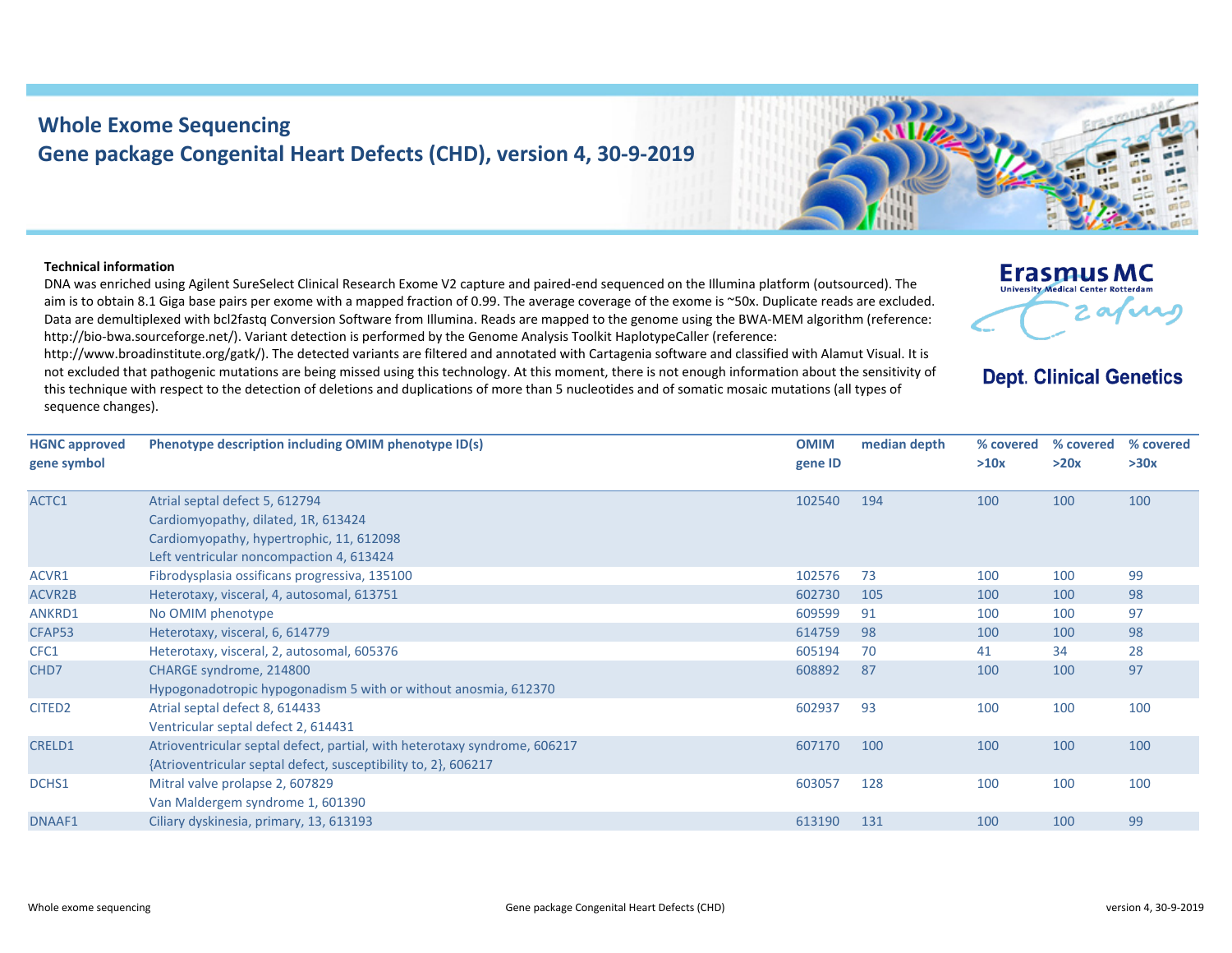# Whole Exome Sequencing
## Gene package Congenital Heart Defects (CHD), version 4, 30-9-2019

Erasmus MC
University Medical Center Rotterdam

Dept. Clinical Genetics

**Technical information**

DNA was enriched using Agilent SureSelect Clinical Research Exome V2 capture and paired-end sequenced on the Illumina platform (outsourced). The aim is to obtain 8.1 Giga base pairs per exome with a mapped fraction of 0.99. The average coverage of the exome is ~50x. Duplicate reads are excluded. Data are demultiplexed with bcl2fastq Conversion Software from Illumina. Reads are mapped to the genome using the BWA-MEM algorithm (reference: http://bio-bwa.sourceforge.net/). Variant detection is performed by the Genome Analysis Toolkit HaplotypeCaller (reference: http://www.broadinstitute.org/gatk/). The detected variants are filtered and annotated with Cartagenia software and classified with Alamut Visual. It is not excluded that pathogenic mutations are being missed using this technology. At this moment, there is not enough information about the sensitivity of this technique with respect to the detection of deletions and duplications of more than 5 nucleotides and of somatic mosaic mutations (all types of sequence changes).

| HGNC approved gene symbol | Phenotype description including OMIM phenotype ID(s) | OMIM gene ID | median depth | % covered >10x | % covered >20x | % covered >30x |
|---|---|---|---|---|---|---|
| ACTC1 | Atrial septal defect 5, 612794<br>Cardiomyopathy, dilated, 1R, 613424<br>Cardiomyopathy, hypertrophic, 11, 612098<br>Left ventricular noncompaction 4, 613424 | 102540 | 194 | 100 | 100 | 100 |
| ACVR1 | Fibrodysplasia ossificans progressiva, 135100 | 102576 | 73 | 100 | 100 | 99 |
| ACVR2B | Heterotaxy, visceral, 4, autosomal, 613751 | 602730 | 105 | 100 | 100 | 98 |
| ANKRD1 | No OMIM phenotype | 609599 | 91 | 100 | 100 | 97 |
| CFAP53 | Heterotaxy, visceral, 6, 614779 | 614759 | 98 | 100 | 100 | 98 |
| CFC1 | Heterotaxy, visceral, 2, autosomal, 605376 | 605194 | 70 | 41 | 34 | 28 |
| CHD7 | CHARGE syndrome, 214800<br>Hypogonadotropic hypogonadism 5 with or without anosmia, 612370 | 608892 | 87 | 100 | 100 | 97 |
| CITED2 | Atrial septal defect 8, 614433<br>Ventricular septal defect 2, 614431 | 602937 | 93 | 100 | 100 | 100 |
| CRELD1 | Atrioventricular septal defect, partial, with heterotaxy syndrome, 606217<br>{Atrioventricular septal defect, susceptibility to, 2}, 606217 | 607170 | 100 | 100 | 100 | 100 |
| DCHS1 | Mitral valve prolapse 2, 607829<br>Van Maldergem syndrome 1, 601390 | 603057 | 128 | 100 | 100 | 100 |
| DNAAF1 | Ciliary dyskinesia, primary, 13, 613193 | 613190 | 131 | 100 | 100 | 99 |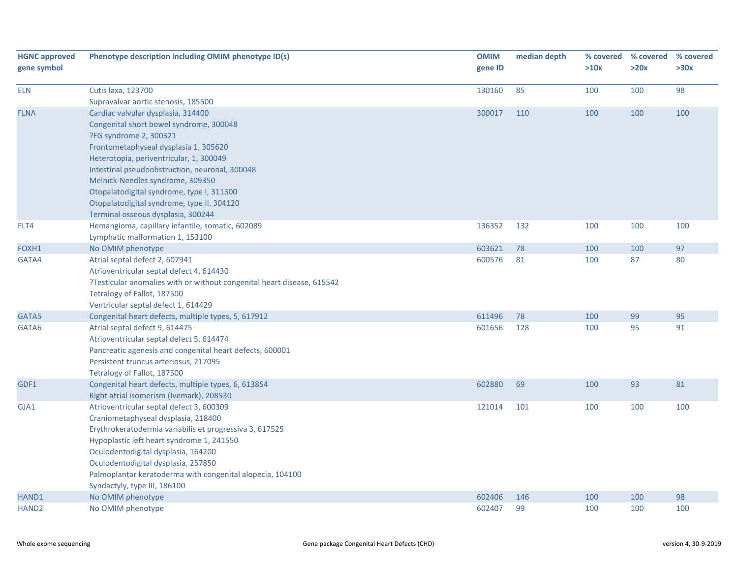| HGNC approved gene symbol | Phenotype description including OMIM phenotype ID(s) | OMIM gene ID | median depth | % covered >10x | % covered >20x | % covered >30x |
|---|---|---|---|---|---|---|
| ELN | Cutis laxa, 123700<br>Supravalvar aortic stenosis, 185500 | 130160 | 85 | 100 | 100 | 98 |
| FLNA | Cardiac valvular dysplasia, 314400<br>Congenital short bowel syndrome, 300048<br>?FG syndrome 2, 300321<br>Frontometaphyseal dysplasia 1, 305620<br>Heterotopia, periventricular, 1, 300049<br>Intestinal pseudoobstruction, neuronal, 300048<br>Melnick-Needles syndrome, 309350<br>Otopalatodigital syndrome, type I, 311300<br>Otopalatodigital syndrome, type II, 304120<br>Terminal osseous dysplasia, 300244 | 300017 | 110 | 100 | 100 | 100 |
| FLT4 | Hemangioma, capillary infantile, somatic, 602089<br>Lymphatic malformation 1, 153100 | 136352 | 132 | 100 | 100 | 100 |
| FOXH1 | No OMIM phenotype | 603621 | 78 | 100 | 100 | 97 |
| GATA4 | Atrial septal defect 2, 607941<br>Atrioventricular septal defect 4, 614430<br>?Testicular anomalies with or without congenital heart disease, 615542<br>Tetralogy of Fallot, 187500<br>Ventricular septal defect 1, 614429 | 600576 | 81 | 100 | 87 | 80 |
| GATA5 | Congenital heart defects, multiple types, 5, 617912 | 611496 | 78 | 100 | 99 | 95 |
| GATA6 | Atrial septal defect 9, 614475<br>Atrioventricular septal defect 5, 614474<br>Pancreatic agenesis and congenital heart defects, 600001<br>Persistent truncus arteriosus, 217095<br>Tetralogy of Fallot, 187500 | 601656 | 128 | 100 | 95 | 91 |
| GDF1 | Congenital heart defects, multiple types, 6, 613854<br>Right atrial isomerism (Ivemark), 208530 | 602880 | 69 | 100 | 93 | 81 |
| GJA1 | Atrioventricular septal defect 3, 600309<br>Craniometaphyseal dysplasia, 218400<br>Erythrokeratodermia variabilis et progressiva 3, 617525<br>Hypoplastic left heart syndrome 1, 241550<br>Oculodentodigital dysplasia, 164200<br>Oculodentodigital dysplasia, 257850<br>Palmoplantar keratoderma with congenital alopecia, 104100<br>Syndactyly, type III, 186100 | 121014 | 101 | 100 | 100 | 100 |
| HAND1 | No OMIM phenotype | 602406 | 146 | 100 | 100 | 98 |
| HAND2 | No OMIM phenotype | 602407 | 99 | 100 | 100 | 100 |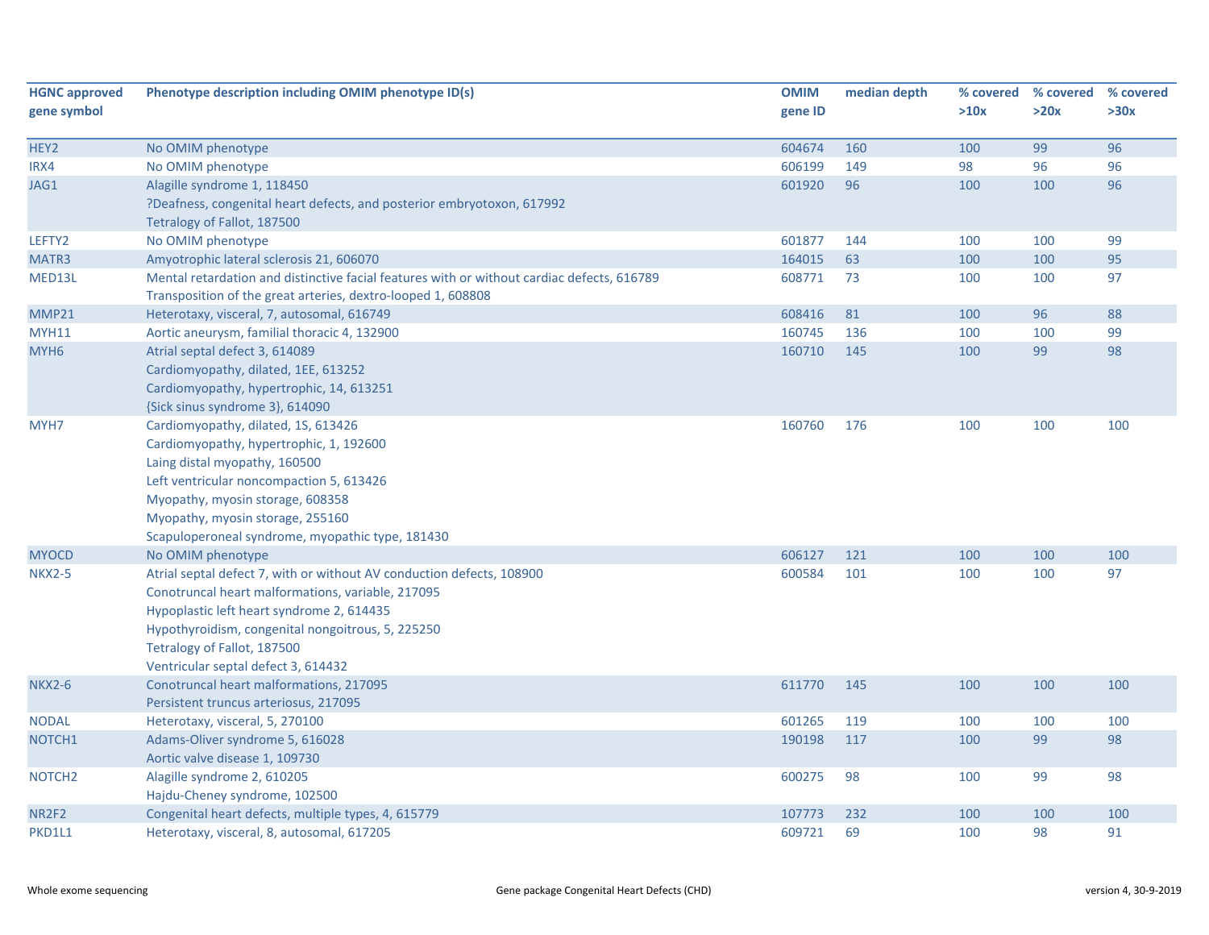| HGNC approved gene symbol | Phenotype description including OMIM phenotype ID(s) | OMIM gene ID | median depth | % covered >10x | % covered >20x | % covered >30x |
|---|---|---|---|---|---|---|
| HEY2 | No OMIM phenotype | 604674 | 160 | 100 | 99 | 96 |
| IRX4 | No OMIM phenotype | 606199 | 149 | 98 | 96 | 96 |
| JAG1 | Alagille syndrome 1, 118450<br>?Deafness, congenital heart defects, and posterior embryotoxon, 617992<br>Tetralogy of Fallot, 187500 | 601920 | 96 | 100 | 100 | 96 |
| LEFTY2 | No OMIM phenotype | 601877 | 144 | 100 | 100 | 99 |
| MATR3 | Amyotrophic lateral sclerosis 21, 606070 | 164015 | 63 | 100 | 100 | 95 |
| MED13L | Mental retardation and distinctive facial features with or without cardiac defects, 616789<br>Transposition of the great arteries, dextro-looped 1, 608808 | 608771 | 73 | 100 | 100 | 97 |
| MMP21 | Heterotaxy, visceral, 7, autosomal, 616749 | 608416 | 81 | 100 | 96 | 88 |
| MYH11 | Aortic aneurysm, familial thoracic 4, 132900 | 160745 | 136 | 100 | 100 | 99 |
| MYH6 | Atrial septal defect 3, 614089<br>Cardiomyopathy, dilated, 1EE, 613252<br>Cardiomyopathy, hypertrophic, 14, 613251<br>{Sick sinus syndrome 3}, 614090 | 160710 | 145 | 100 | 99 | 98 |
| MYH7 | Cardiomyopathy, dilated, 1S, 613426<br>Cardiomyopathy, hypertrophic, 1, 192600<br>Laing distal myopathy, 160500<br>Left ventricular noncompaction 5, 613426<br>Myopathy, myosin storage, 608358<br>Myopathy, myosin storage, 255160<br>Scapuloperoneal syndrome, myopathic type, 181430 | 160760 | 176 | 100 | 100 | 100 |
| MYOCD | No OMIM phenotype | 606127 | 121 | 100 | 100 | 100 |
| NKX2-5 | Atrial septal defect 7, with or without AV conduction defects, 108900<br>Conotruncal heart malformations, variable, 217095<br>Hypoplastic left heart syndrome 2, 614435<br>Hypothyroidism, congenital nongoitrous, 5, 225250<br>Tetralogy of Fallot, 187500<br>Ventricular septal defect 3, 614432 | 600584 | 101 | 100 | 100 | 97 |
| NKX2-6 | Conotruncal heart malformations, 217095<br>Persistent truncus arteriosus, 217095 | 611770 | 145 | 100 | 100 | 100 |
| NODAL | Heterotaxy, visceral, 5, 270100 | 601265 | 119 | 100 | 100 | 100 |
| NOTCH1 | Adams-Oliver syndrome 5, 616028<br>Aortic valve disease 1, 109730 | 190198 | 117 | 100 | 99 | 98 |
| NOTCH2 | Alagille syndrome 2, 610205<br>Hajdu-Cheney syndrome, 102500 | 600275 | 98 | 100 | 99 | 98 |
| NR2F2 | Congenital heart defects, multiple types, 4, 615779 | 107773 | 232 | 100 | 100 | 100 |
| PKD1L1 | Heterotaxy, visceral, 8, autosomal, 617205 | 609721 | 69 | 100 | 98 | 91 |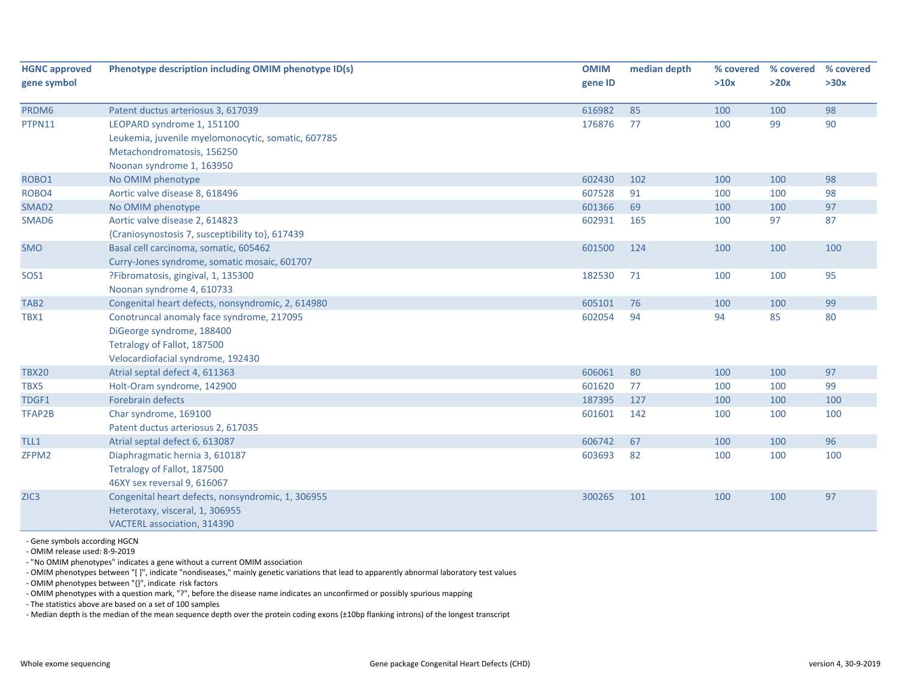| HGNC approved gene symbol | Phenotype description including OMIM phenotype ID(s) | OMIM gene ID | median depth | % covered >10x | % covered >20x | % covered >30x |
|---|---|---|---|---|---|---|
| PRDM6 | Patent ductus arteriosus 3, 617039 | 616982 | 85 | 100 | 100 | 98 |
| PTPN11 | LEOPARD syndrome 1, 151100<br>Leukemia, juvenile myelomonocytic, somatic, 607785<br>Metachondromatosis, 156250<br>Noonan syndrome 1, 163950 | 176876 | 77 | 100 | 99 | 90 |
| ROBO1 | No OMIM phenotype | 602430 | 102 | 100 | 100 | 98 |
| ROBO4 | Aortic valve disease 8, 618496 | 607528 | 91 | 100 | 100 | 98 |
| SMAD2 | No OMIM phenotype | 601366 | 69 | 100 | 100 | 97 |
| SMAD6 | Aortic valve disease 2, 614823<br>{Craniosynostosis 7, susceptibility to}, 617439 | 602931 | 165 | 100 | 97 | 87 |
| SMO | Basal cell carcinoma, somatic, 605462<br>Curry-Jones syndrome, somatic mosaic, 601707 | 601500 | 124 | 100 | 100 | 100 |
| SOS1 | ?Fibromatosis, gingival, 1, 135300<br>Noonan syndrome 4, 610733 | 182530 | 71 | 100 | 100 | 95 |
| TAB2 | Congenital heart defects, nonsyndromic, 2, 614980 | 605101 | 76 | 100 | 100 | 99 |
| TBX1 | Conotruncal anomaly face syndrome, 217095<br>DiGeorge syndrome, 188400<br>Tetralogy of Fallot, 187500<br>Velocardiofacial syndrome, 192430 | 602054 | 94 | 94 | 85 | 80 |
| TBX20 | Atrial septal defect 4, 611363 | 606061 | 80 | 100 | 100 | 97 |
| TBX5 | Holt-Oram syndrome, 142900 | 601620 | 77 | 100 | 100 | 99 |
| TDGF1 | Forebrain defects | 187395 | 127 | 100 | 100 | 100 |
| TFAP2B | Char syndrome, 169100<br>Patent ductus arteriosus 2, 617035 | 601601 | 142 | 100 | 100 | 100 |
| TLL1 | Atrial septal defect 6, 613087 | 606742 | 67 | 100 | 100 | 96 |
| ZFPM2 | Diaphragmatic hernia 3, 610187<br>Tetralogy of Fallot, 187500<br>46XY sex reversal 9, 616067 | 603693 | 82 | 100 | 100 | 100 |
| ZIC3 | Congenital heart defects, nonsyndromic, 1, 306955<br>Heterotaxy, visceral, 1, 306955<br>VACTERL association, 314390 | 300265 | 101 | 100 | 100 | 97 |

- Gene symbols according HGCN
- OMIM release used: 8-9-2019
- "No OMIM phenotypes" indicates a gene without a current OMIM association
- OMIM phenotypes between "[ ]", indicate "nondiseases," mainly genetic variations that lead to apparently abnormal laboratory test values
- OMIM phenotypes between "{}", indicate risk factors
- OMIM phenotypes with a question mark, "?", before the disease name indicates an unconfirmed or possibly spurious mapping
- The statistics above are based on a set of 100 samples
- Median depth is the median of the mean sequence depth over the protein coding exons (±10bp flanking introns) of the longest transcript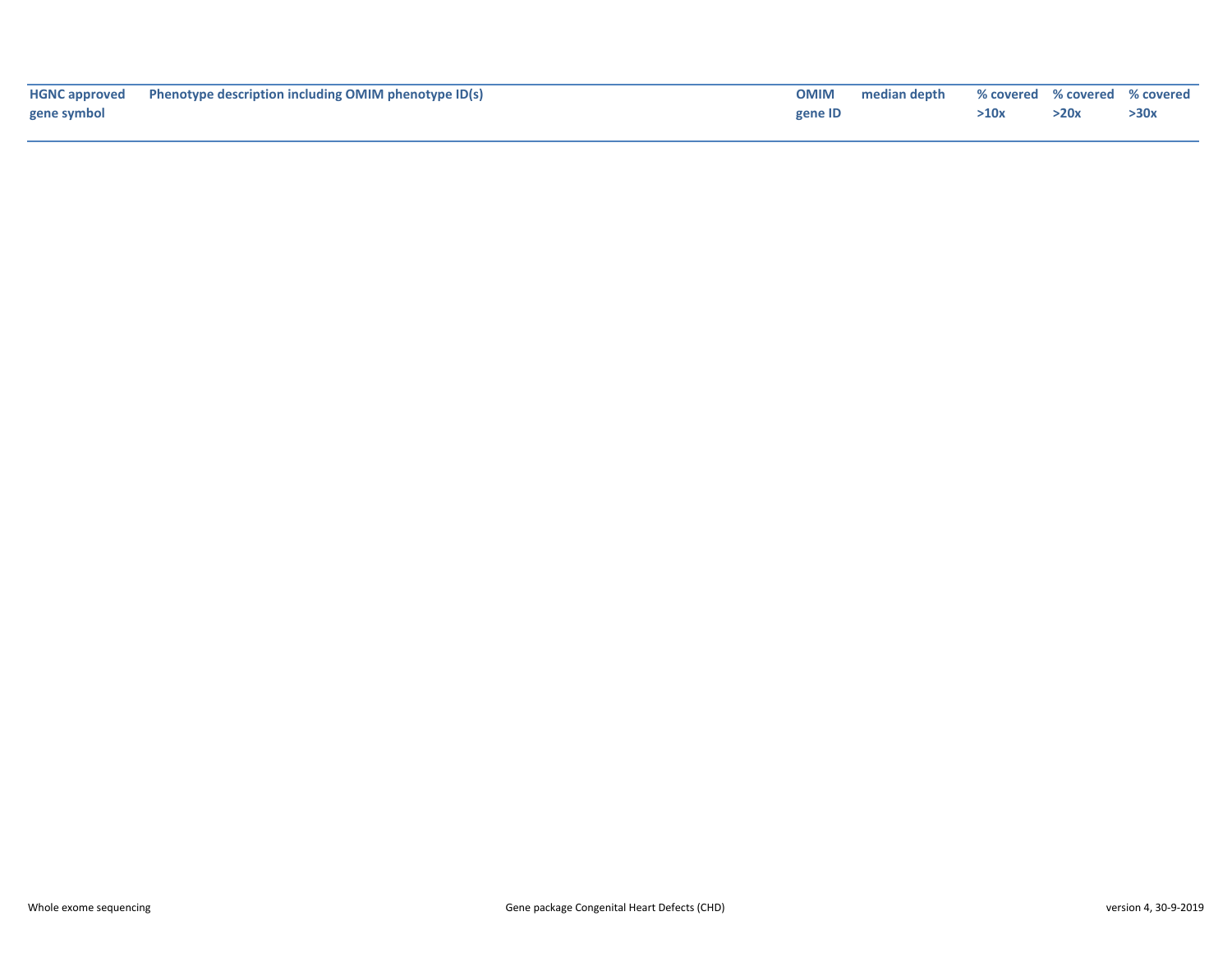| HGNC approved gene symbol | Phenotype description including OMIM phenotype ID(s) | OMIM gene ID | median depth | % covered >10x | % covered >20x | % covered >30x |
|---|---|---|---|---|---|---|